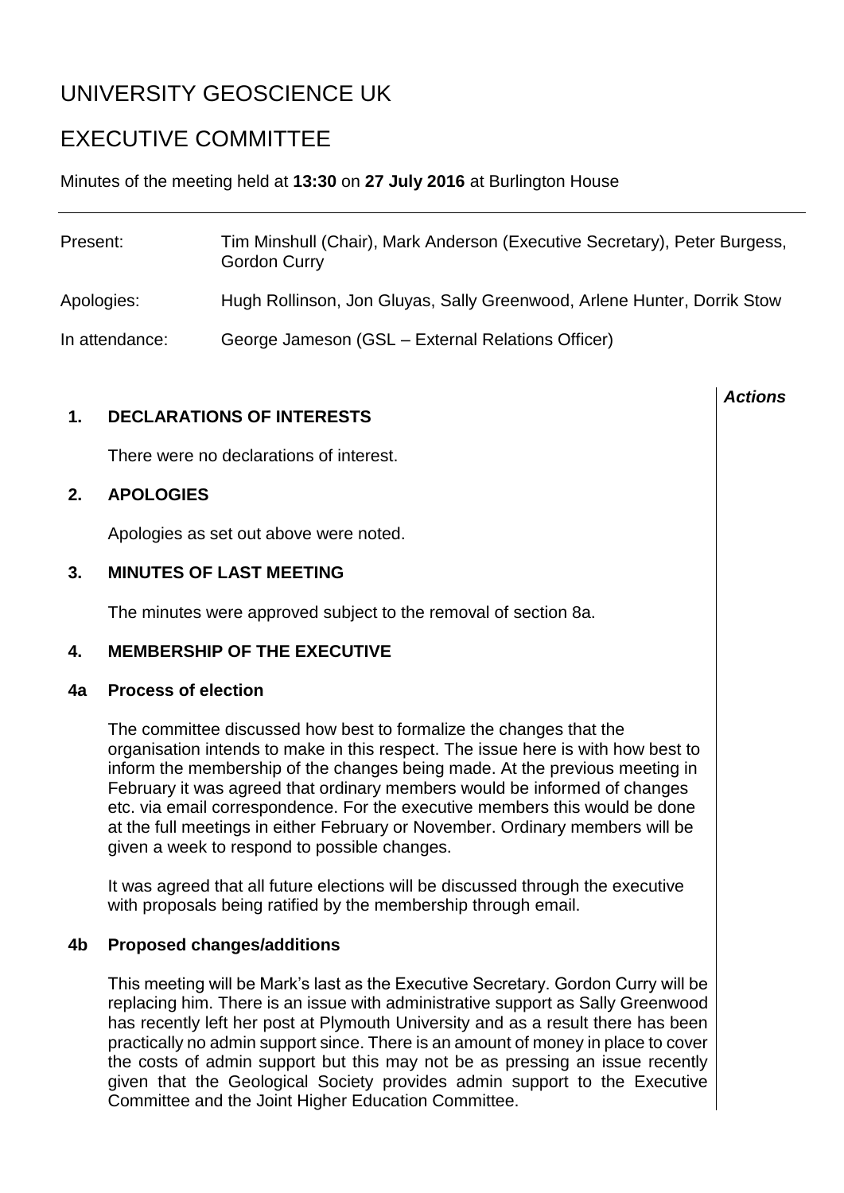# UNIVERSITY GEOSCIENCE UK

# EXECUTIVE COMMITTEE

Minutes of the meeting held at **13:30** on **27 July 2016** at Burlington House

---

| | |
|---|---|
| Present: | Tim Minshull (Chair), Mark Anderson (Executive Secretary), Peter Burgess, Gordon Curry |
| Apologies: | Hugh Rollinson, Jon Gluyas, Sally Greenwood, Arlene Hunter, Dorrik Stow |
| In attendance: | George Jameson (GSL – External Relations Officer) |

***Actions***

## 1. DECLARATIONS OF INTERESTS

There were no declarations of interest.

## 2. APOLOGIES

Apologies as set out above were noted.

## 3. MINUTES OF LAST MEETING

The minutes were approved subject to the removal of section 8a.

## 4. MEMBERSHIP OF THE EXECUTIVE

### 4a Process of election

The committee discussed how best to formalize the changes that the organisation intends to make in this respect. The issue here is with how best to inform the membership of the changes being made. At the previous meeting in February it was agreed that ordinary members would be informed of changes etc. via email correspondence. For the executive members this would be done at the full meetings in either February or November. Ordinary members will be given a week to respond to possible changes.

It was agreed that all future elections will be discussed through the executive with proposals being ratified by the membership through email.

### 4b Proposed changes/additions

This meeting will be Mark's last as the Executive Secretary. Gordon Curry will be replacing him. There is an issue with administrative support as Sally Greenwood has recently left her post at Plymouth University and as a result there has been practically no admin support since. There is an amount of money in place to cover the costs of admin support but this may not be as pressing an issue recently given that the Geological Society provides admin support to the Executive Committee and the Joint Higher Education Committee.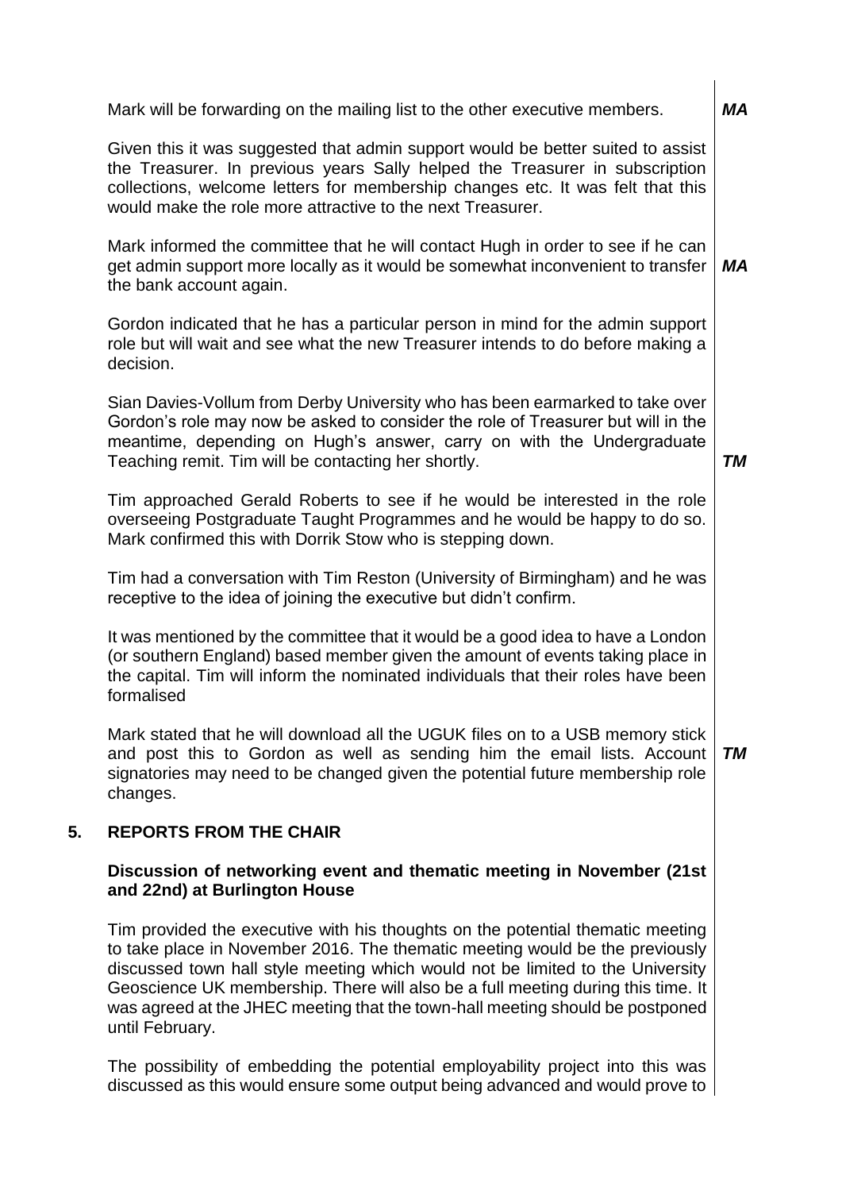Mark will be forwarding on the mailing list to the other executive members. ***MA***

Given this it was suggested that admin support would be better suited to assist the Treasurer. In previous years Sally helped the Treasurer in subscription collections, welcome letters for membership changes etc. It was felt that this would make the role more attractive to the next Treasurer.

Mark informed the committee that he will contact Hugh in order to see if he can get admin support more locally as it would be somewhat inconvenient to transfer the bank account again. ***MA***

Gordon indicated that he has a particular person in mind for the admin support role but will wait and see what the new Treasurer intends to do before making a decision.

Sian Davies-Vollum from Derby University who has been earmarked to take over Gordon's role may now be asked to consider the role of Treasurer but will in the meantime, depending on Hugh's answer, carry on with the Undergraduate Teaching remit. Tim will be contacting her shortly. ***TM***

Tim approached Gerald Roberts to see if he would be interested in the role overseeing Postgraduate Taught Programmes and he would be happy to do so. Mark confirmed this with Dorrik Stow who is stepping down.

Tim had a conversation with Tim Reston (University of Birmingham) and he was receptive to the idea of joining the executive but didn't confirm.

It was mentioned by the committee that it would be a good idea to have a London (or southern England) based member given the amount of events taking place in the capital. Tim will inform the nominated individuals that their roles have been formalised

Mark stated that he will download all the UGUK files on to a USB memory stick and post this to Gordon as well as sending him the email lists. Account signatories may need to be changed given the potential future membership role changes. ***TM***

## 5. REPORTS FROM THE CHAIR

**Discussion of networking event and thematic meeting in November (21st and 22nd) at Burlington House**

Tim provided the executive with his thoughts on the potential thematic meeting to take place in November 2016. The thematic meeting would be the previously discussed town hall style meeting which would not be limited to the University Geoscience UK membership. There will also be a full meeting during this time. It was agreed at the JHEC meeting that the town-hall meeting should be postponed until February.

The possibility of embedding the potential employability project into this was discussed as this would ensure some output being advanced and would prove to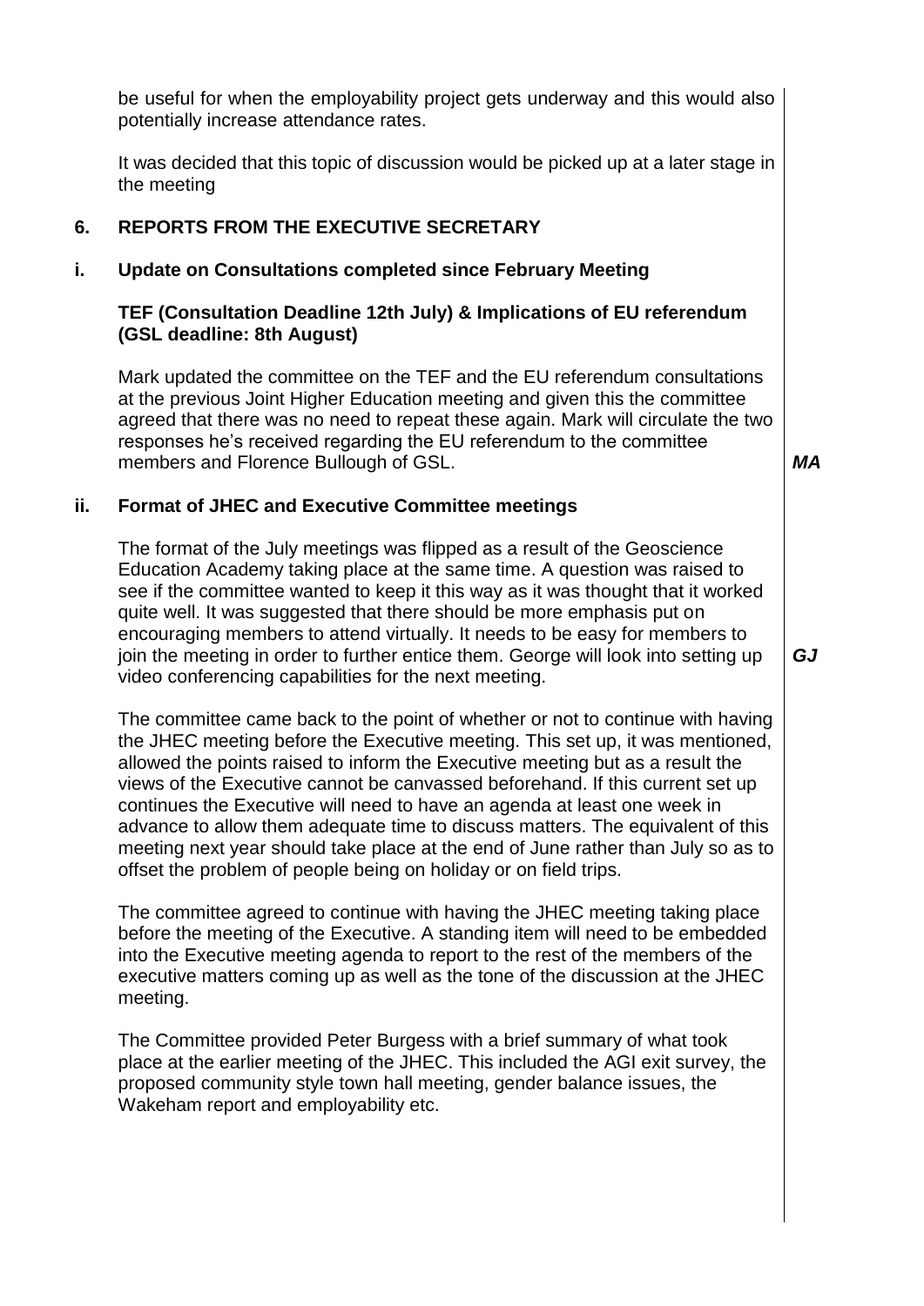be useful for when the employability project gets underway and this would also potentially increase attendance rates.

It was decided that this topic of discussion would be picked up at a later stage in the meeting

## 6. REPORTS FROM THE EXECUTIVE SECRETARY

### i. Update on Consultations completed since February Meeting

**TEF (Consultation Deadline 12th July) & Implications of EU referendum (GSL deadline: 8th August)**

Mark updated the committee on the TEF and the EU referendum consultations at the previous Joint Higher Education meeting and given this the committee agreed that there was no need to repeat these again. Mark will circulate the two responses he's received regarding the EU referendum to the committee members and Florence Bullough of GSL. ***MA***

### ii. Format of JHEC and Executive Committee meetings

The format of the July meetings was flipped as a result of the Geoscience Education Academy taking place at the same time. A question was raised to see if the committee wanted to keep it this way as it was thought that it worked quite well. It was suggested that there should be more emphasis put on encouraging members to attend virtually. It needs to be easy for members to join the meeting in order to further entice them. George will look into setting up video conferencing capabilities for the next meeting. ***GJ***

The committee came back to the point of whether or not to continue with having the JHEC meeting before the Executive meeting. This set up, it was mentioned, allowed the points raised to inform the Executive meeting but as a result the views of the Executive cannot be canvassed beforehand. If this current set up continues the Executive will need to have an agenda at least one week in advance to allow them adequate time to discuss matters. The equivalent of this meeting next year should take place at the end of June rather than July so as to offset the problem of people being on holiday or on field trips.

The committee agreed to continue with having the JHEC meeting taking place before the meeting of the Executive. A standing item will need to be embedded into the Executive meeting agenda to report to the rest of the members of the executive matters coming up as well as the tone of the discussion at the JHEC meeting.

The Committee provided Peter Burgess with a brief summary of what took place at the earlier meeting of the JHEC. This included the AGI exit survey, the proposed community style town hall meeting, gender balance issues, the Wakeham report and employability etc.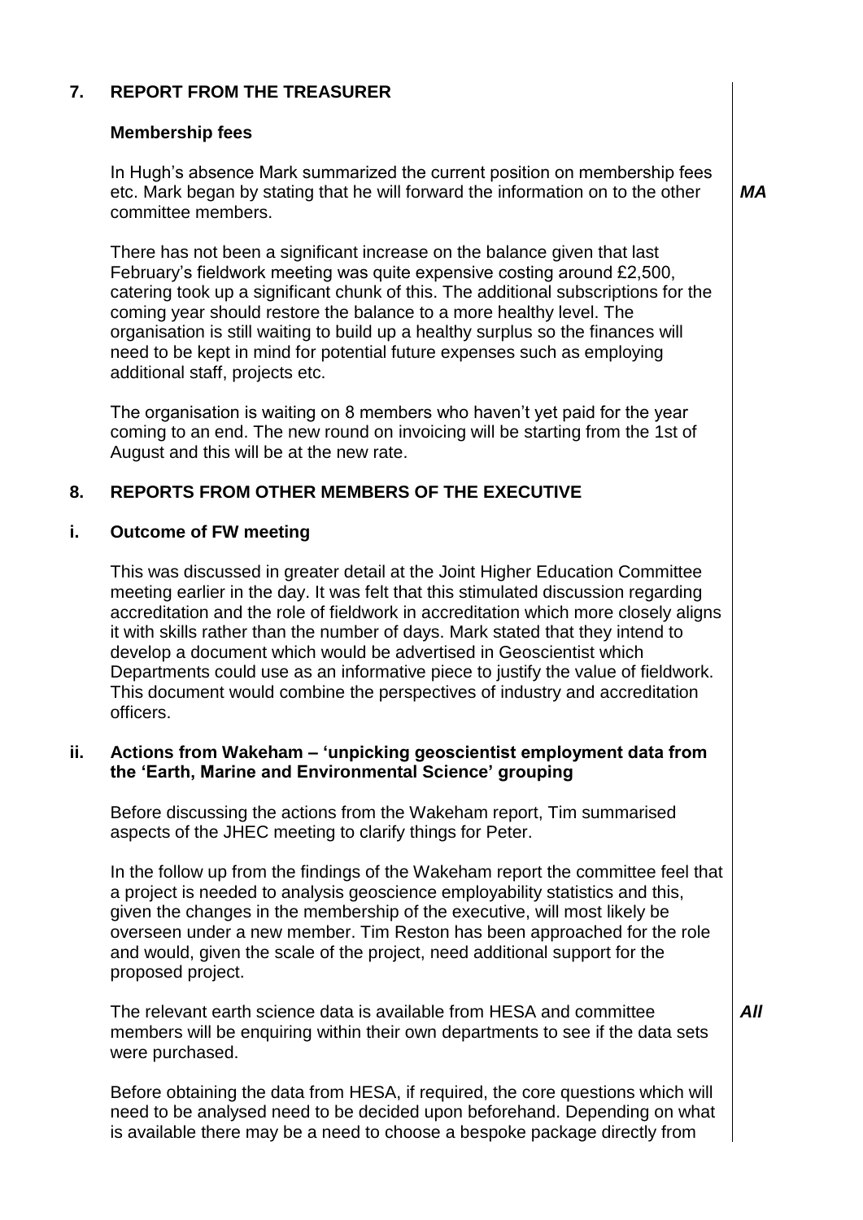## 7. REPORT FROM THE TREASURER

### Membership fees

In Hugh's absence Mark summarized the current position on membership fees etc. Mark began by stating that he will forward the information on to the other committee members. ***MA***

There has not been a significant increase on the balance given that last February's fieldwork meeting was quite expensive costing around £2,500, catering took up a significant chunk of this. The additional subscriptions for the coming year should restore the balance to a more healthy level. The organisation is still waiting to build up a healthy surplus so the finances will need to be kept in mind for potential future expenses such as employing additional staff, projects etc.

The organisation is waiting on 8 members who haven't yet paid for the year coming to an end. The new round on invoicing will be starting from the 1st of August and this will be at the new rate.

## 8. REPORTS FROM OTHER MEMBERS OF THE EXECUTIVE

### i. Outcome of FW meeting

This was discussed in greater detail at the Joint Higher Education Committee meeting earlier in the day. It was felt that this stimulated discussion regarding accreditation and the role of fieldwork in accreditation which more closely aligns it with skills rather than the number of days. Mark stated that they intend to develop a document which would be advertised in Geoscientist which Departments could use as an informative piece to justify the value of fieldwork. This document would combine the perspectives of industry and accreditation officers.

### ii. Actions from Wakeham – 'unpicking geoscientist employment data from the 'Earth, Marine and Environmental Science' grouping

Before discussing the actions from the Wakeham report, Tim summarised aspects of the JHEC meeting to clarify things for Peter.

In the follow up from the findings of the Wakeham report the committee feel that a project is needed to analysis geoscience employability statistics and this, given the changes in the membership of the executive, will most likely be overseen under a new member. Tim Reston has been approached for the role and would, given the scale of the project, need additional support for the proposed project.

The relevant earth science data is available from HESA and committee members will be enquiring within their own departments to see if the data sets were purchased. ***All***

Before obtaining the data from HESA, if required, the core questions which will need to be analysed need to be decided upon beforehand. Depending on what is available there may be a need to choose a bespoke package directly from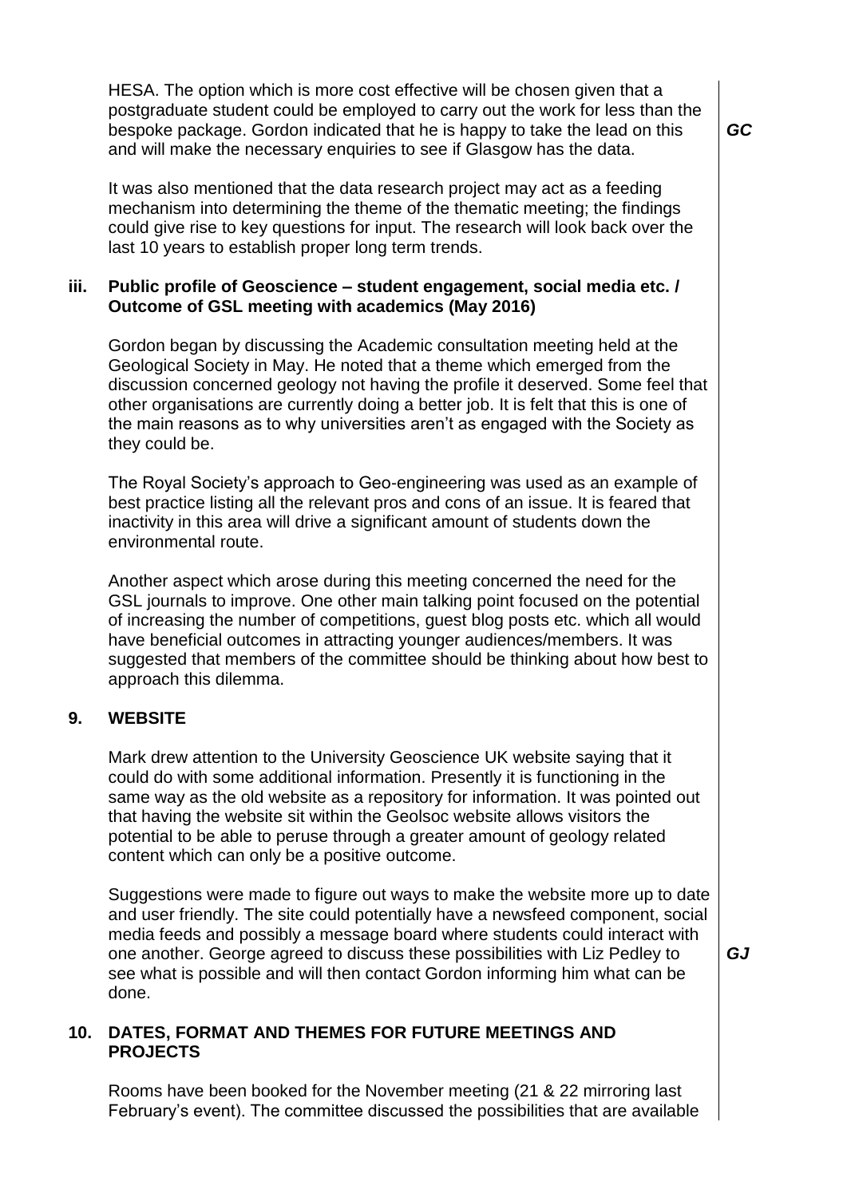HESA. The option which is more cost effective will be chosen given that a postgraduate student could be employed to carry out the work for less than the bespoke package. Gordon indicated that he is happy to take the lead on this and will make the necessary enquiries to see if Glasgow has the data. ***GC***

It was also mentioned that the data research project may act as a feeding mechanism into determining the theme of the thematic meeting; the findings could give rise to key questions for input. The research will look back over the last 10 years to establish proper long term trends.

### iii. Public profile of Geoscience – student engagement, social media etc. / Outcome of GSL meeting with academics (May 2016)

Gordon began by discussing the Academic consultation meeting held at the Geological Society in May. He noted that a theme which emerged from the discussion concerned geology not having the profile it deserved. Some feel that other organisations are currently doing a better job. It is felt that this is one of the main reasons as to why universities aren't as engaged with the Society as they could be.

The Royal Society's approach to Geo-engineering was used as an example of best practice listing all the relevant pros and cons of an issue. It is feared that inactivity in this area will drive a significant amount of students down the environmental route.

Another aspect which arose during this meeting concerned the need for the GSL journals to improve. One other main talking point focused on the potential of increasing the number of competitions, guest blog posts etc. which all would have beneficial outcomes in attracting younger audiences/members. It was suggested that members of the committee should be thinking about how best to approach this dilemma.

## 9. WEBSITE

Mark drew attention to the University Geoscience UK website saying that it could do with some additional information. Presently it is functioning in the same way as the old website as a repository for information. It was pointed out that having the website sit within the Geolsoc website allows visitors the potential to be able to peruse through a greater amount of geology related content which can only be a positive outcome.

Suggestions were made to figure out ways to make the website more up to date and user friendly. The site could potentially have a newsfeed component, social media feeds and possibly a message board where students could interact with one another. George agreed to discuss these possibilities with Liz Pedley to see what is possible and will then contact Gordon informing him what can be done. ***GJ***

## 10. DATES, FORMAT AND THEMES FOR FUTURE MEETINGS AND PROJECTS

Rooms have been booked for the November meeting (21 & 22 mirroring last February's event). The committee discussed the possibilities that are available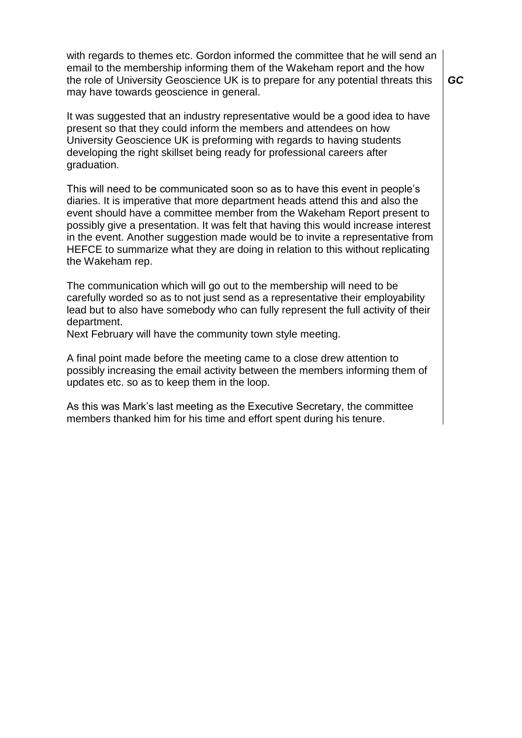with regards to themes etc. Gordon informed the committee that he will send an email to the membership informing them of the Wakeham report and the how the role of University Geoscience UK is to prepare for any potential threats this may have towards geoscience in general. ***GC***

It was suggested that an industry representative would be a good idea to have present so that they could inform the members and attendees on how University Geoscience UK is preforming with regards to having students developing the right skillset being ready for professional careers after graduation.

This will need to be communicated soon so as to have this event in people's diaries. It is imperative that more department heads attend this and also the event should have a committee member from the Wakeham Report present to possibly give a presentation. It was felt that having this would increase interest in the event. Another suggestion made would be to invite a representative from HEFCE to summarize what they are doing in relation to this without replicating the Wakeham rep.

The communication which will go out to the membership will need to be carefully worded so as to not just send as a representative their employability lead but to also have somebody who can fully represent the full activity of their department.
Next February will have the community town style meeting.

A final point made before the meeting came to a close drew attention to possibly increasing the email activity between the members informing them of updates etc. so as to keep them in the loop.

As this was Mark's last meeting as the Executive Secretary, the committee members thanked him for his time and effort spent during his tenure.